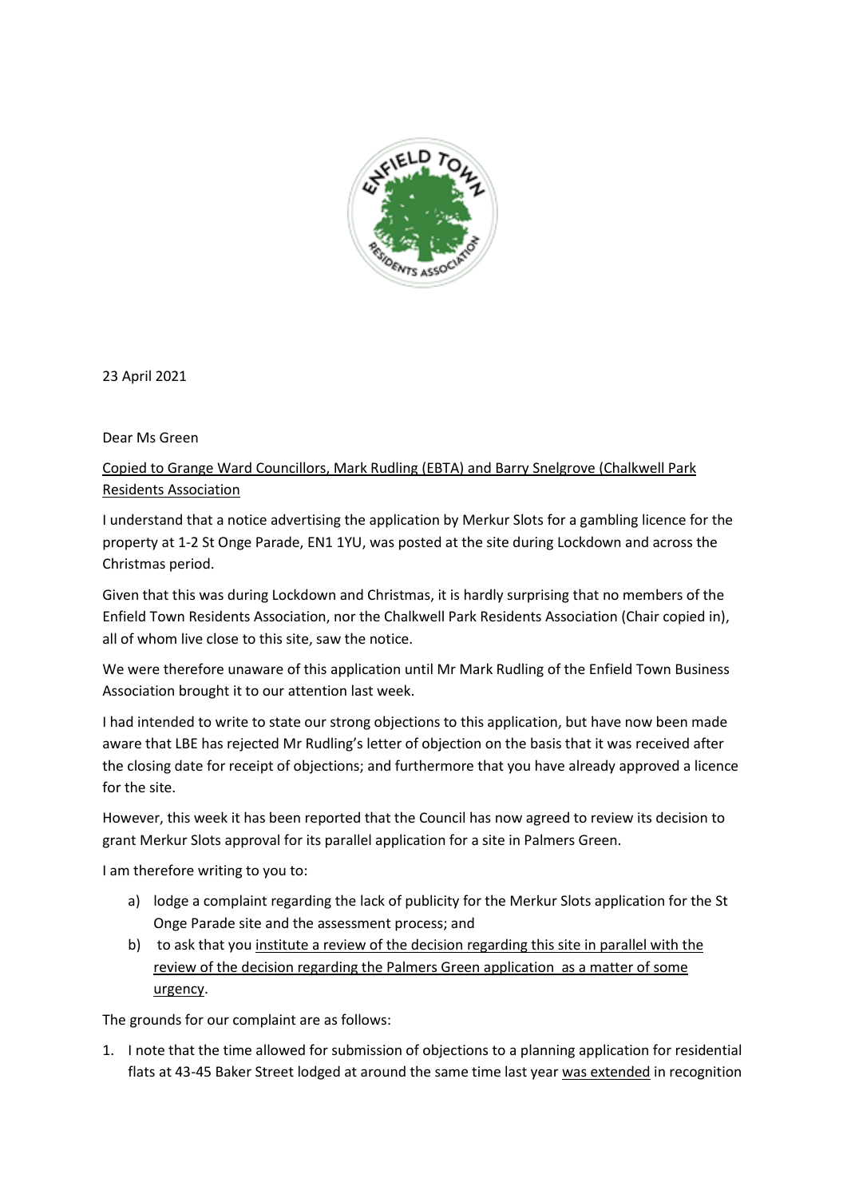23 April 2021

Dear Ms Green

<u>Copied to Grange Ward Councillors, Mark Rudling (EBTA) and Barry Snelgrove (Chalkwell Park Residents Association</u>

I understand that a notice advertising the application by Merkur Slots for a gambling licence for the property at 1-2 St Onge Parade, EN1 1YU, was posted at the site during Lockdown and across the Christmas period.

Given that this was during Lockdown and Christmas, it is hardly surprising that no members of the Enfield Town Residents Association, nor the Chalkwell Park Residents Association (Chair copied in), all of whom live close to this site, saw the notice.

We were therefore unaware of this application until Mr Mark Rudling of the Enfield Town Business Association brought it to our attention last week.

I had intended to write to state our strong objections to this application, but have now been made aware that LBE has rejected Mr Rudling's letter of objection on the basis that it was received after the closing date for receipt of objections; and furthermore that you have already approved a licence for the site.

However, this week it has been reported that the Council has now agreed to review its decision to grant Merkur Slots approval for its parallel application for a site in Palmers Green.

I am therefore writing to you to:

a) lodge a complaint regarding the lack of publicity for the Merkur Slots application for the St Onge Parade site and the assessment process; and
b) to ask that you <u>institute a review of the decision regarding this site in parallel with the review of the decision regarding the Palmers Green application as a matter of some urgency</u>.

The grounds for our complaint are as follows:

1. I note that the time allowed for submission of objections to a planning application for residential flats at 43-45 Baker Street lodged at around the same time last year <u>was extended</u> in recognition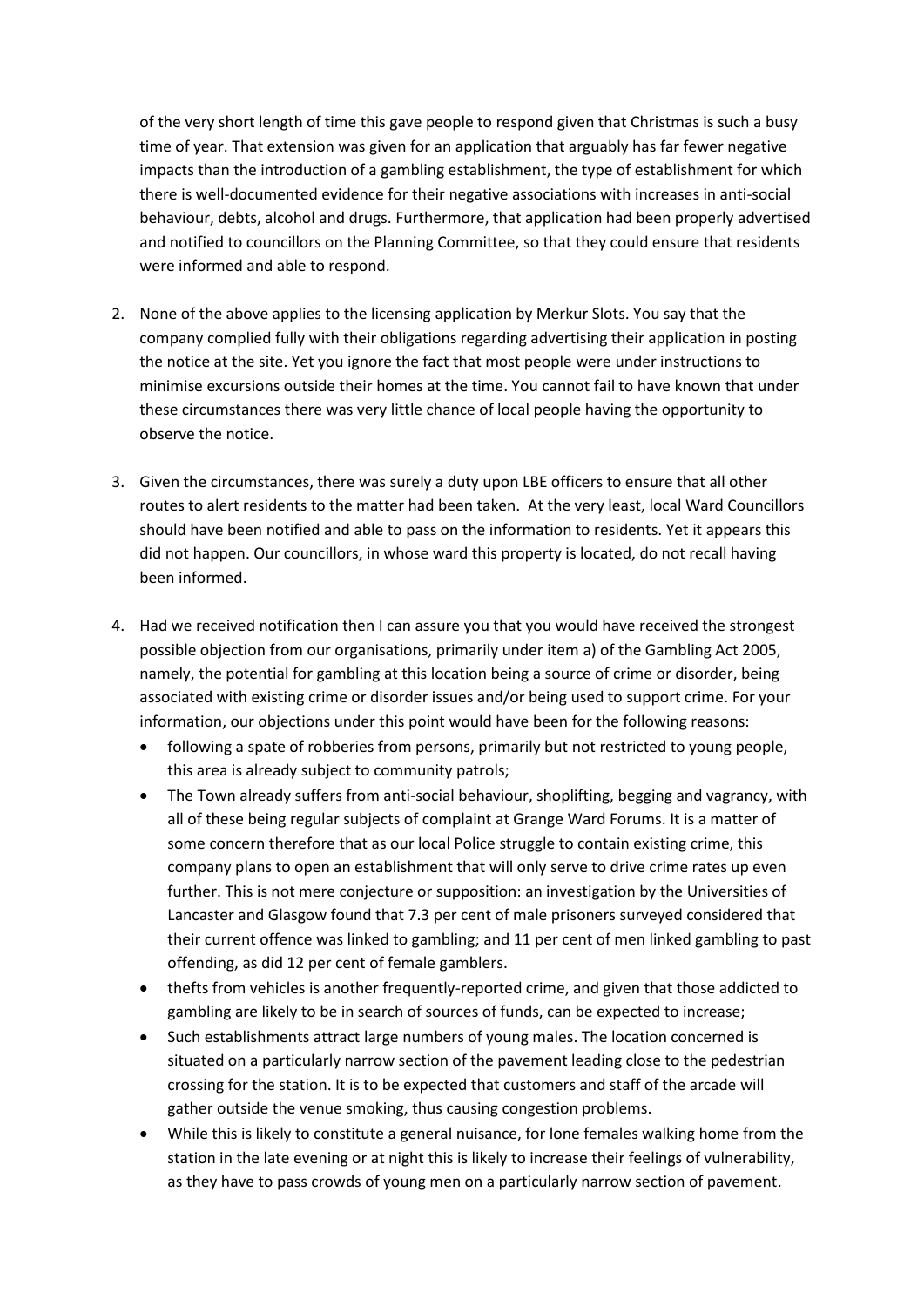of the very short length of time this gave people to respond given that Christmas is such a busy time of year. That extension was given for an application that arguably has far fewer negative impacts than the introduction of a gambling establishment, the type of establishment for which there is well-documented evidence for their negative associations with increases in anti-social behaviour, debts, alcohol and drugs. Furthermore, that application had been properly advertised and notified to councillors on the Planning Committee, so that they could ensure that residents were informed and able to respond.

2. None of the above applies to the licensing application by Merkur Slots. You say that the company complied fully with their obligations regarding advertising their application in posting the notice at the site. Yet you ignore the fact that most people were under instructions to minimise excursions outside their homes at the time. You cannot fail to have known that under these circumstances there was very little chance of local people having the opportunity to observe the notice.

3. Given the circumstances, there was surely a duty upon LBE officers to ensure that all other routes to alert residents to the matter had been taken. At the very least, local Ward Councillors should have been notified and able to pass on the information to residents. Yet it appears this did not happen. Our councillors, in whose ward this property is located, do not recall having been informed.

4. Had we received notification then I can assure you that you would have received the strongest possible objection from our organisations, primarily under item a) of the Gambling Act 2005, namely, the potential for gambling at this location being a source of crime or disorder, being associated with existing crime or disorder issues and/or being used to support crime. For your information, our objections under this point would have been for the following reasons:
   - following a spate of robberies from persons, primarily but not restricted to young people, this area is already subject to community patrols;
   - The Town already suffers from anti-social behaviour, shoplifting, begging and vagrancy, with all of these being regular subjects of complaint at Grange Ward Forums. It is a matter of some concern therefore that as our local Police struggle to contain existing crime, this company plans to open an establishment that will only serve to drive crime rates up even further. This is not mere conjecture or supposition: an investigation by the Universities of Lancaster and Glasgow found that 7.3 per cent of male prisoners surveyed considered that their current offence was linked to gambling; and 11 per cent of men linked gambling to past offending, as did 12 per cent of female gamblers.
   - thefts from vehicles is another frequently-reported crime, and given that those addicted to gambling are likely to be in search of sources of funds, can be expected to increase;
   - Such establishments attract large numbers of young males. The location concerned is situated on a particularly narrow section of the pavement leading close to the pedestrian crossing for the station. It is to be expected that customers and staff of the arcade will gather outside the venue smoking, thus causing congestion problems.
   - While this is likely to constitute a general nuisance, for lone females walking home from the station in the late evening or at night this is likely to increase their feelings of vulnerability, as they have to pass crowds of young men on a particularly narrow section of pavement.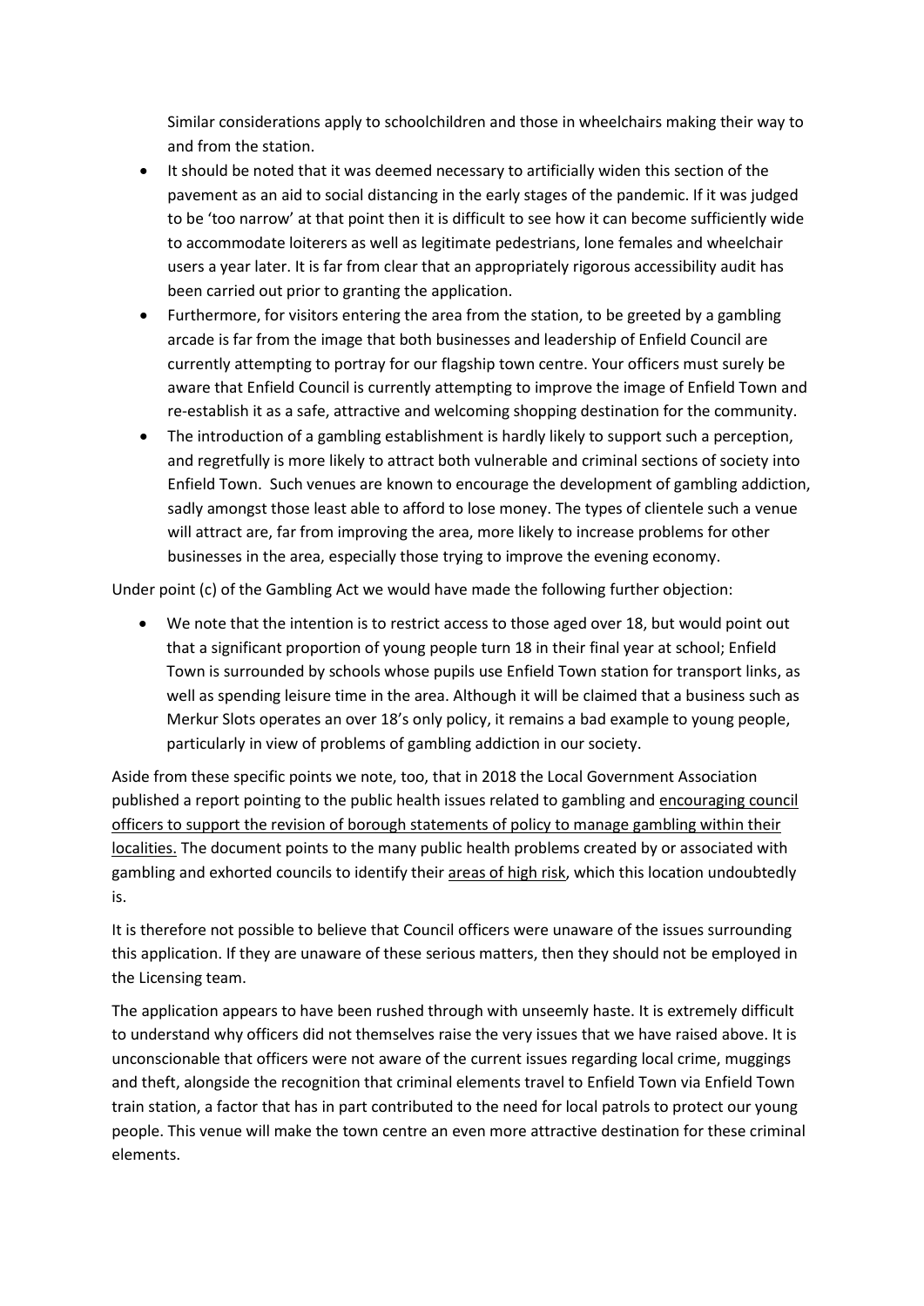Similar considerations apply to schoolchildren and those in wheelchairs making their way to and from the station.

- It should be noted that it was deemed necessary to artificially widen this section of the pavement as an aid to social distancing in the early stages of the pandemic. If it was judged to be 'too narrow' at that point then it is difficult to see how it can become sufficiently wide to accommodate loiterers as well as legitimate pedestrians, lone females and wheelchair users a year later. It is far from clear that an appropriately rigorous accessibility audit has been carried out prior to granting the application.
- Furthermore, for visitors entering the area from the station, to be greeted by a gambling arcade is far from the image that both businesses and leadership of Enfield Council are currently attempting to portray for our flagship town centre. Your officers must surely be aware that Enfield Council is currently attempting to improve the image of Enfield Town and re-establish it as a safe, attractive and welcoming shopping destination for the community.
- The introduction of a gambling establishment is hardly likely to support such a perception, and regretfully is more likely to attract both vulnerable and criminal sections of society into Enfield Town. Such venues are known to encourage the development of gambling addiction, sadly amongst those least able to afford to lose money. The types of clientele such a venue will attract are, far from improving the area, more likely to increase problems for other businesses in the area, especially those trying to improve the evening economy.

Under point (c) of the Gambling Act we would have made the following further objection:

- We note that the intention is to restrict access to those aged over 18, but would point out that a significant proportion of young people turn 18 in their final year at school; Enfield Town is surrounded by schools whose pupils use Enfield Town station for transport links, as well as spending leisure time in the area. Although it will be claimed that a business such as Merkur Slots operates an over 18's only policy, it remains a bad example to young people, particularly in view of problems of gambling addiction in our society.

Aside from these specific points we note, too, that in 2018 the Local Government Association published a report pointing to the public health issues related to gambling and <u>encouraging council officers to support the revision of borough statements of policy to manage gambling within their localities.</u> The document points to the many public health problems created by or associated with gambling and exhorted councils to identify their <u>areas of high risk</u>, which this location undoubtedly is.

It is therefore not possible to believe that Council officers were unaware of the issues surrounding this application. If they are unaware of these serious matters, then they should not be employed in the Licensing team.

The application appears to have been rushed through with unseemly haste. It is extremely difficult to understand why officers did not themselves raise the very issues that we have raised above. It is unconscionable that officers were not aware of the current issues regarding local crime, muggings and theft, alongside the recognition that criminal elements travel to Enfield Town via Enfield Town train station, a factor that has in part contributed to the need for local patrols to protect our young people. This venue will make the town centre an even more attractive destination for these criminal elements.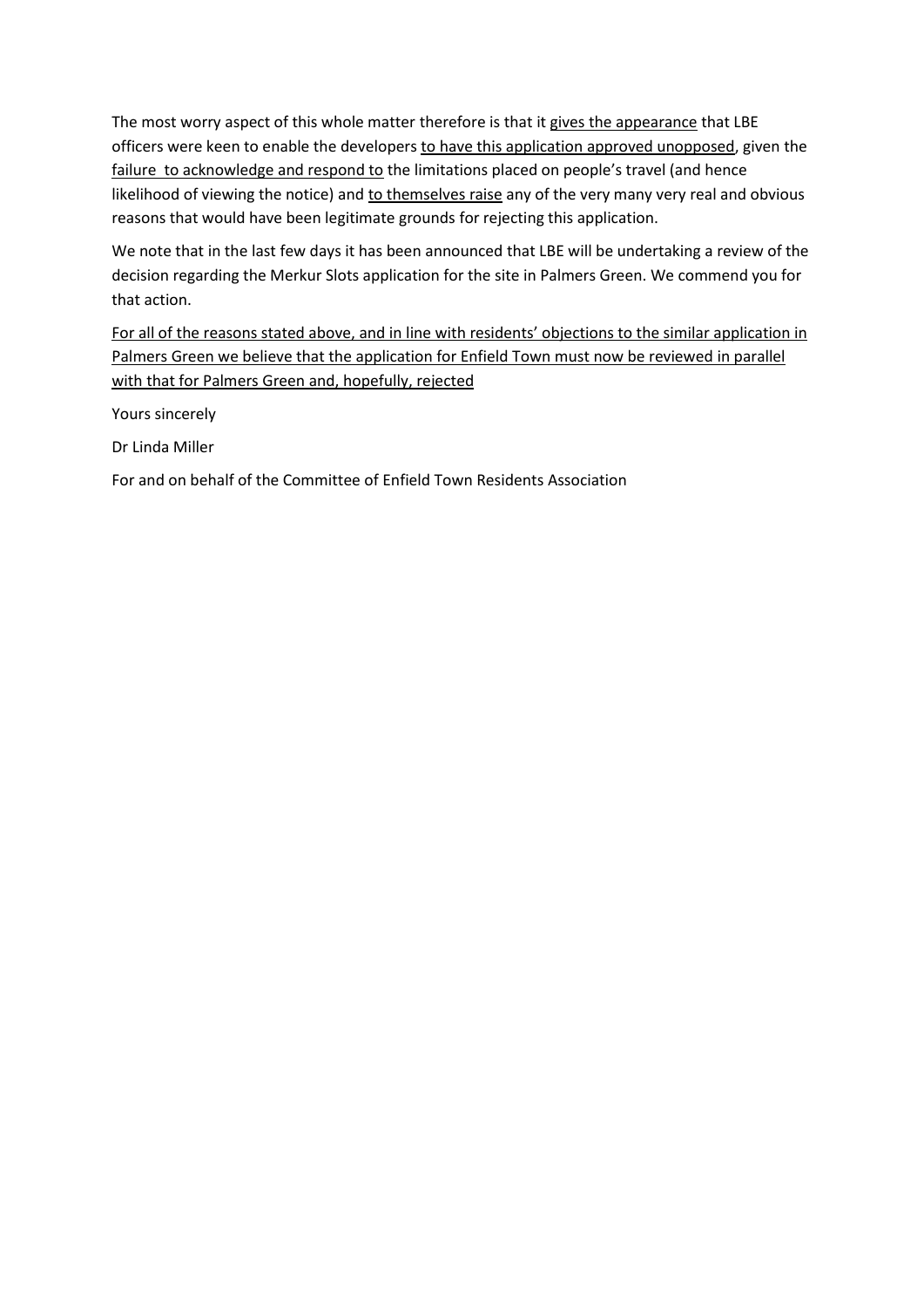The most worry aspect of this whole matter therefore is that it <u>gives the appearance</u> that LBE officers were keen to enable the developers <u>to have this application approved unopposed</u>, given the <u>failure  to acknowledge and respond to</u> the limitations placed on people's travel (and hence likelihood of viewing the notice) and <u>to themselves raise</u> any of the very many very real and obvious reasons that would have been legitimate grounds for rejecting this application.

We note that in the last few days it has been announced that LBE will be undertaking a review of the decision regarding the Merkur Slots application for the site in Palmers Green. We commend you for that action.

<u>For all of the reasons stated above, and in line with residents' objections to the similar application in Palmers Green we believe that the application for Enfield Town must now be reviewed in parallel with that for Palmers Green and, hopefully, rejected</u>

Yours sincerely

Dr Linda Miller

For and on behalf of the Committee of Enfield Town Residents Association